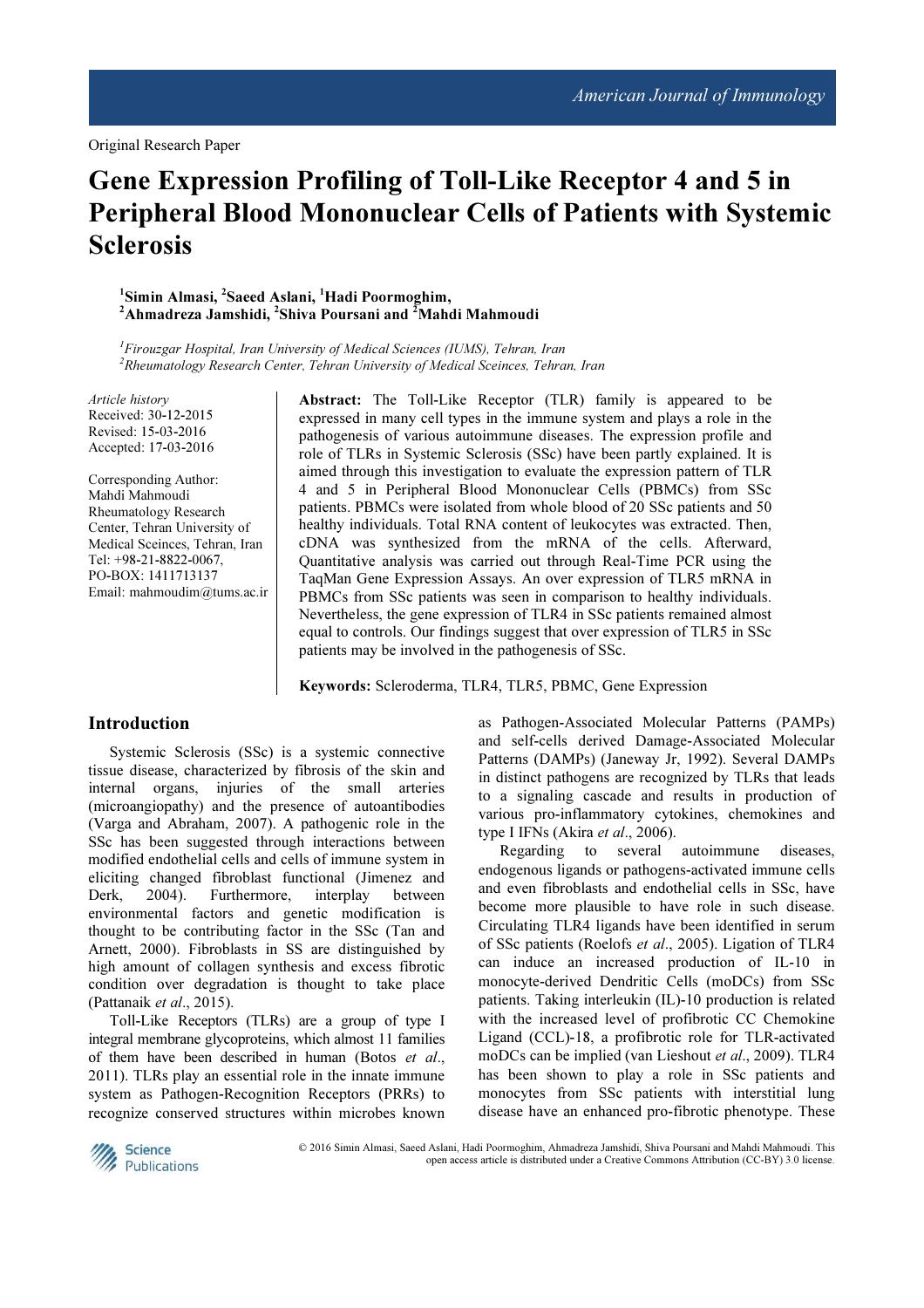Original Research Paper

# Gene Expression Profiling of Toll-Like Receptor 4 and 5 in Peripheral Blood Mononuclear Cells of Patients with Systemic Sclerosis

[1]Simin Almasi, [2]Saeed Aslani, [1]Hadi Poormoghim, [2]Ahmadreza Jamshidi, [2]Shiva Poursani and [2]Mahdi Mahmoudi

[1]*Firouzgar Hospital, Iran University of Medical Sciences (IUMS), Tehran, Iran*
[2]*Rheumatology Research Center, Tehran University of Medical Sceinces, Tehran, Iran*

*Article history*
Received: 30-12-2015
Revised: 15-03-2016
Accepted: 17-03-2016

Corresponding Author:
Mahdi Mahmoudi
Rheumatology Research Center, Tehran University of Medical Sceinces, Tehran, Iran
Tel: +98-21-8822-0067,
PO-BOX: 1411713137
Email: mahmoudim@tums.ac.ir

**Abstract:** The Toll-Like Receptor (TLR) family is appeared to be expressed in many cell types in the immune system and plays a role in the pathogenesis of various autoimmune diseases. The expression profile and role of TLRs in Systemic Sclerosis (SSc) have been partly explained. It is aimed through this investigation to evaluate the expression pattern of TLR 4 and 5 in Peripheral Blood Mononuclear Cells (PBMCs) from SSc patients. PBMCs were isolated from whole blood of 20 SSc patients and 50 healthy individuals. Total RNA content of leukocytes was extracted. Then, cDNA was synthesized from the mRNA of the cells. Afterward, Quantitative analysis was carried out through Real-Time PCR using the TaqMan Gene Expression Assays. An over expression of TLR5 mRNA in PBMCs from SSc patients was seen in comparison to healthy individuals. Nevertheless, the gene expression of TLR4 in SSc patients remained almost equal to controls. Our findings suggest that over expression of TLR5 in SSc patients may be involved in the pathogenesis of SSc.

**Keywords:** Scleroderma, TLR4, TLR5, PBMC, Gene Expression

## Introduction

Systemic Sclerosis (SSc) is a systemic connective tissue disease, characterized by fibrosis of the skin and internal organs, injuries of the small arteries (microangiopathy) and the presence of autoantibodies (Varga and Abraham, 2007). A pathogenic role in the SSc has been suggested through interactions between modified endothelial cells and cells of immune system in eliciting changed fibroblast functional (Jimenez and Derk, 2004). Furthermore, interplay between environmental factors and genetic modification is thought to be contributing factor in the SSc (Tan and Arnett, 2000). Fibroblasts in SS are distinguished by high amount of collagen synthesis and excess fibrotic condition over degradation is thought to take place (Pattanaik *et al*., 2015).

Toll-Like Receptors (TLRs) are a group of type I integral membrane glycoproteins, which almost 11 families of them have been described in human (Botos *et al*., 2011). TLRs play an essential role in the innate immune system as Pathogen-Recognition Receptors (PRRs) to recognize conserved structures within microbes known as Pathogen-Associated Molecular Patterns (PAMPs) and self-cells derived Damage-Associated Molecular Patterns (DAMPs) (Janeway Jr, 1992). Several DAMPs in distinct pathogens are recognized by TLRs that leads to a signaling cascade and results in production of various pro-inflammatory cytokines, chemokines and type I IFNs (Akira *et al*., 2006).

Regarding to several autoimmune diseases, endogenous ligands or pathogens-activated immune cells and even fibroblasts and endothelial cells in SSc, have become more plausible to have role in such disease. Circulating TLR4 ligands have been identified in serum of SSc patients (Roelofs *et al*., 2005). Ligation of TLR4 can induce an increased production of IL-10 in monocyte-derived Dendritic Cells (moDCs) from SSc patients. Taking interleukin (IL)-10 production is related with the increased level of profibrotic CC Chemokine Ligand (CCL)-18, a profibrotic role for TLR-activated moDCs can be implied (van Lieshout *et al*., 2009). TLR4 has been shown to play a role in SSc patients and monocytes from SSc patients with interstitial lung disease have an enhanced pro-fibrotic phenotype. These

© 2016 Simin Almasi, Saeed Aslani, Hadi Poormoghim, Ahmadreza Jamshidi, Shiva Poursani and Mahdi Mahmoudi. This open access article is distributed under a Creative Commons Attribution (CC-BY) 3.0 license.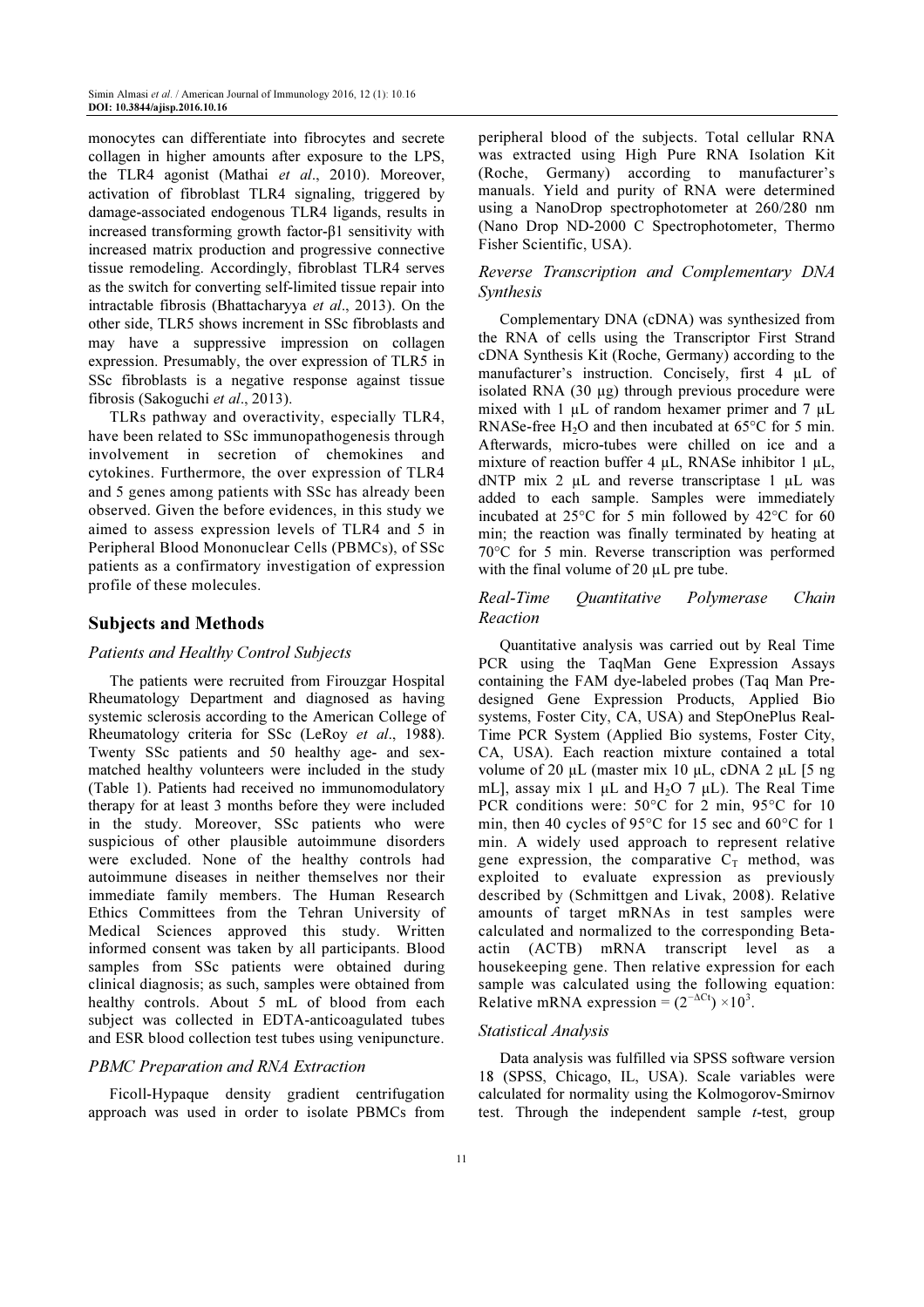monocytes can differentiate into fibrocytes and secrete collagen in higher amounts after exposure to the LPS, the TLR4 agonist (Mathai *et al*., 2010). Moreover, activation of fibroblast TLR4 signaling, triggered by damage-associated endogenous TLR4 ligands, results in increased transforming growth factor-β1 sensitivity with increased matrix production and progressive connective tissue remodeling. Accordingly, fibroblast TLR4 serves as the switch for converting self-limited tissue repair into intractable fibrosis (Bhattacharyya *et al*., 2013). On the other side, TLR5 shows increment in SSc fibroblasts and may have a suppressive impression on collagen expression. Presumably, the over expression of TLR5 in SSc fibroblasts is a negative response against tissue fibrosis (Sakoguchi *et al*., 2013).

TLRs pathway and overactivity, especially TLR4, have been related to SSc immunopathogenesis through involvement in secretion of chemokines and cytokines. Furthermore, the over expression of TLR4 and 5 genes among patients with SSc has already been observed. Given the before evidences, in this study we aimed to assess expression levels of TLR4 and 5 in Peripheral Blood Mononuclear Cells (PBMCs), of SSc patients as a confirmatory investigation of expression profile of these molecules.

## Subjects and Methods

### Patients and Healthy Control Subjects

The patients were recruited from Firouzgar Hospital Rheumatology Department and diagnosed as having systemic sclerosis according to the American College of Rheumatology criteria for SSc (LeRoy *et al*., 1988). Twenty SSc patients and 50 healthy age- and sex-matched healthy volunteers were included in the study (Table 1). Patients had received no immunomodulatory therapy for at least 3 months before they were included in the study. Moreover, SSc patients who were suspicious of other plausible autoimmune disorders were excluded. None of the healthy controls had autoimmune diseases in neither themselves nor their immediate family members. The Human Research Ethics Committees from the Tehran University of Medical Sciences approved this study. Written informed consent was taken by all participants. Blood samples from SSc patients were obtained during clinical diagnosis; as such, samples were obtained from healthy controls. About 5 mL of blood from each subject was collected in EDTA-anticoagulated tubes and ESR blood collection test tubes using venipuncture.

### PBMC Preparation and RNA Extraction

Ficoll-Hypaque density gradient centrifugation approach was used in order to isolate PBMCs from peripheral blood of the subjects. Total cellular RNA was extracted using High Pure RNA Isolation Kit (Roche, Germany) according to manufacturer's manuals. Yield and purity of RNA were determined using a NanoDrop spectrophotometer at 260/280 nm (Nano Drop ND-2000 C Spectrophotometer, Thermo Fisher Scientific, USA).

### Reverse Transcription and Complementary DNA Synthesis

Complementary DNA (cDNA) was synthesized from the RNA of cells using the Transcriptor First Strand cDNA Synthesis Kit (Roche, Germany) according to the manufacturer's instruction. Concisely, first 4 µL of isolated RNA (30 µg) through previous procedure were mixed with 1 µL of random hexamer primer and 7 µL RNASe-free $H_2O$ and then incubated at 65°C for 5 min. Afterwards, micro-tubes were chilled on ice and a mixture of reaction buffer 4 µL, RNASe inhibitor 1 µL, dNTP mix 2 µL and reverse transcriptase 1 µL was added to each sample. Samples were immediately incubated at 25°C for 5 min followed by 42°C for 60 min; the reaction was finally terminated by heating at 70°C for 5 min. Reverse transcription was performed with the final volume of 20 µL pre tube.

### Real-Time Quantitative Polymerase Chain Reaction

Quantitative analysis was carried out by Real Time PCR using the TaqMan Gene Expression Assays containing the FAM dye-labeled probes (Taq Man Pre-designed Gene Expression Products, Applied Bio systems, Foster City, CA, USA) and StepOnePlus Real-Time PCR System (Applied Bio systems, Foster City, CA, USA). Each reaction mixture contained a total volume of 20 µL (master mix 10 µL, cDNA 2 µL [5 ng mL], assay mix 1 µL and $H_2O$ 7 µL). The Real Time PCR conditions were: 50°C for 2 min, 95°C for 10 min, then 40 cycles of 95°C for 15 sec and 60°C for 1 min. A widely used approach to represent relative gene expression, the comparative $C_T$ method, was exploited to evaluate expression as previously described by (Schmittgen and Livak, 2008). Relative amounts of target mRNAs in test samples were calculated and normalized to the corresponding Beta-actin (ACTB) mRNA transcript level as a housekeeping gene. Then relative expression for each sample was calculated using the following equation: Relative mRNA expression = $(2^{-\Delta Ct}) \times 10^3$.

### Statistical Analysis

Data analysis was fulfilled via SPSS software version 18 (SPSS, Chicago, IL, USA). Scale variables were calculated for normality using the Kolmogorov-Smirnov test. Through the independent sample *t*-test, group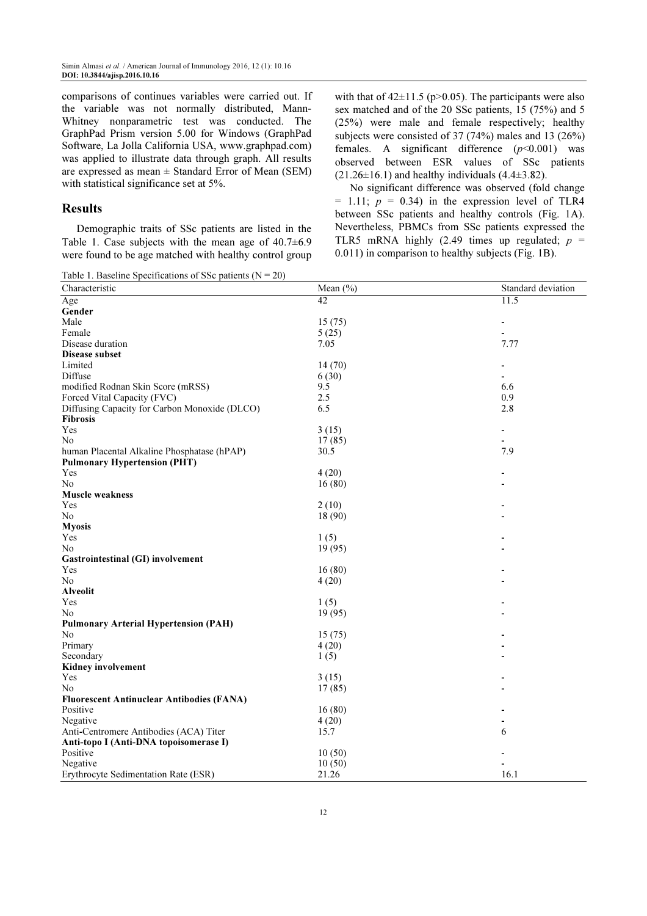comparisons of continues variables were carried out. If the variable was not normally distributed, Mann-Whitney nonparametric test was conducted. The GraphPad Prism version 5.00 for Windows (GraphPad Software, La Jolla California USA, www.graphpad.com) was applied to illustrate data through graph. All results are expressed as mean ± Standard Error of Mean (SEM) with statistical significance set at 5%.

## Results

Demographic traits of SSc patients are listed in the Table 1. Case subjects with the mean age of 40.7±6.9 were found to be age matched with healthy control group with that of 42±11.5 ($p>0.05$). The participants were also sex matched and of the 20 SSc patients, 15 (75%) and 5 (25%) were male and female respectively; healthy subjects were consisted of 37 (74%) males and 13 (26%) females. A significant difference ($p<0.001$) was observed between ESR values of SSc patients (21.26±16.1) and healthy individuals (4.4±3.82).

No significant difference was observed (fold change = 1.11; $p$ = 0.34) in the expression level of TLR4 between SSc patients and healthy controls (Fig. 1A). Nevertheless, PBMCs from SSc patients expressed the TLR5 mRNA highly (2.49 times up regulated; $p$ = 0.011) in comparison to healthy subjects (Fig. 1B).

Table 1. Baseline Specifications of SSc patients (N = 20)

| Characteristic | Mean (%) | Standard deviation |
|---|---|---|
| Age | 42 | 11.5 |
| **Gender** | | |
| Male | 15 (75) | - |
| Female | 5 (25) | - |
| Disease duration | 7.05 | 7.77 |
| **Disease subset** | | |
| Limited | 14 (70) | - |
| Diffuse | 6 (30) | - |
| modified Rodnan Skin Score (mRSS) | 9.5 | 6.6 |
| Forced Vital Capacity (FVC) | 2.5 | 0.9 |
| Diffusing Capacity for Carbon Monoxide (DLCO) | 6.5 | 2.8 |
| **Fibrosis** | | |
| Yes | 3 (15) | - |
| No | 17 (85) | - |
| human Placental Alkaline Phosphatase (hPAP) | 30.5 | 7.9 |
| **Pulmonary Hypertension (PHT)** | | |
| Yes | 4 (20) | - |
| No | 16 (80) | - |
| **Muscle weakness** | | |
| Yes | 2 (10) | - |
| No | 18 (90) | - |
| **Myosis** | | |
| Yes | 1 (5) | - |
| No | 19 (95) | - |
| **Gastrointestinal (GI) involvement** | | |
| Yes | 16 (80) | - |
| No | 4 (20) | - |
| **Alveolit** | | |
| Yes | 1 (5) | - |
| No | 19 (95) | - |
| **Pulmonary Arterial Hypertension (PAH)** | | |
| No | 15 (75) | - |
| Primary | 4 (20) | - |
| Secondary | 1 (5) | - |
| **Kidney involvement** | | |
| Yes | 3 (15) | - |
| No | 17 (85) | - |
| **Fluorescent Antinuclear Antibodies (FANA)** | | |
| Positive | 16 (80) | - |
| Negative | 4 (20) | - |
| Anti-Centromere Antibodies (ACA) Titer | 15.7 | 6 |
| **Anti-topo I (Anti-DNA topoisomerase I)** | | |
| Positive | 10 (50) | - |
| Negative | 10 (50) | - |
| Erythrocyte Sedimentation Rate (ESR) | 21.26 | 16.1 |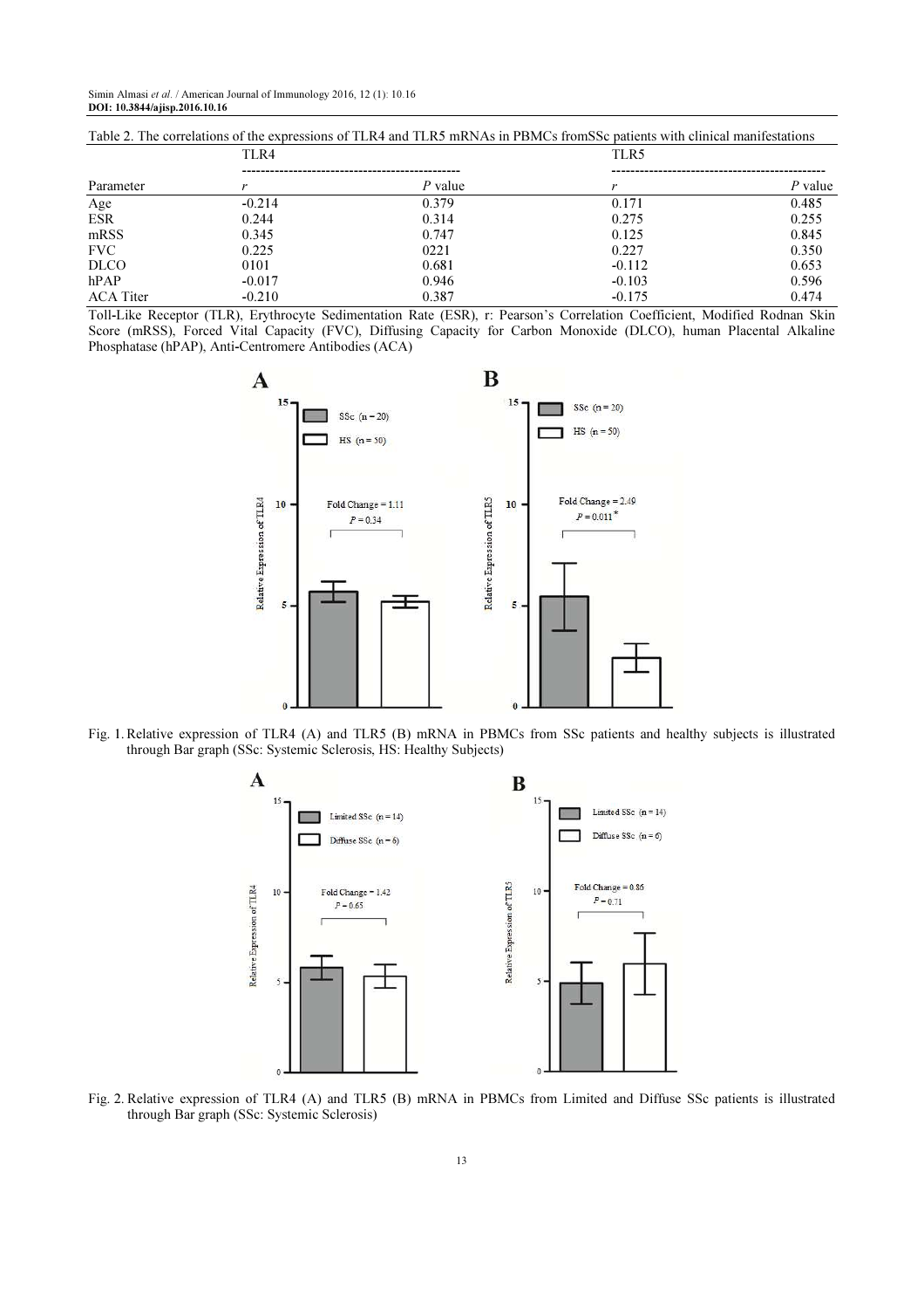Table 2. The correlations of the expressions of TLR4 and TLR5 mRNAs in PBMCs fromSSc patients with clinical manifestations

| | TLR4 | | TLR5 | |
|---|---|---|---|---|
| Parameter | *r* | *P* value | *r* | *P* value |
| Age | -0.214 | 0.379 | 0.171 | 0.485 |
| ESR | 0.244 | 0.314 | 0.275 | 0.255 |
| mRSS | 0.345 | 0.747 | 0.125 | 0.845 |
| FVC | 0.225 | 0221 | 0.227 | 0.350 |
| DLCO | 0101 | 0.681 | -0.112 | 0.653 |
| hPAP | -0.017 | 0.946 | -0.103 | 0.596 |
| ACA Titer | -0.210 | 0.387 | -0.175 | 0.474 |

Toll-Like Receptor (TLR), Erythrocyte Sedimentation Rate (ESR), r: Pearson's Correlation Coefficient, Modified Rodnan Skin Score (mRSS), Forced Vital Capacity (FVC), Diffusing Capacity for Carbon Monoxide (DLCO), human Placental Alkaline Phosphatase (hPAP), Anti-Centromere Antibodies (ACA)

Fig. 1. Relative expression of TLR4 (A) and TLR5 (B) mRNA in PBMCs from SSc patients and healthy subjects is illustrated through Bar graph (SSc: Systemic Sclerosis, HS: Healthy Subjects)

Fig. 2. Relative expression of TLR4 (A) and TLR5 (B) mRNA in PBMCs from Limited and Diffuse SSc patients is illustrated through Bar graph (SSc: Systemic Sclerosis)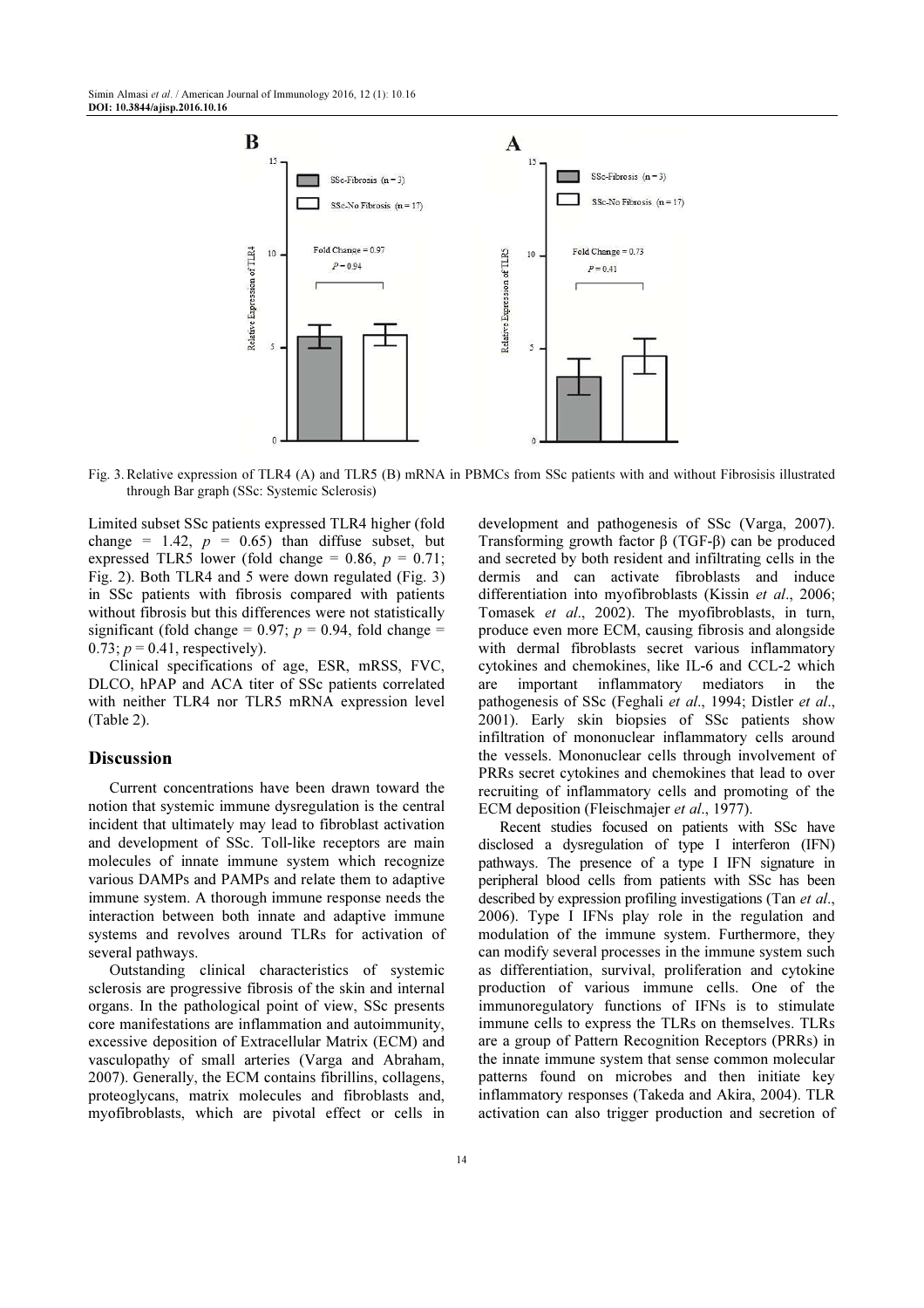Fig. 3. Relative expression of TLR4 (A) and TLR5 (B) mRNA in PBMCs from SSc patients with and without Fibrosisis illustrated through Bar graph (SSc: Systemic Sclerosis)

Limited subset SSc patients expressed TLR4 higher (fold change = 1.42, $p$ = 0.65) than diffuse subset, but expressed TLR5 lower (fold change = 0.86, $p$ = 0.71; Fig. 2). Both TLR4 and 5 were down regulated (Fig. 3) in SSc patients with fibrosis compared with patients without fibrosis but this differences were not statistically significant (fold change = 0.97; $p$ = 0.94, fold change = 0.73; $p$ = 0.41, respectively).

Clinical specifications of age, ESR, mRSS, FVC, DLCO, hPAP and ACA titer of SSc patients correlated with neither TLR4 nor TLR5 mRNA expression level (Table 2).

## Discussion

Current concentrations have been drawn toward the notion that systemic immune dysregulation is the central incident that ultimately may lead to fibroblast activation and development of SSc. Toll-like receptors are main molecules of innate immune system which recognize various DAMPs and PAMPs and relate them to adaptive immune system. A thorough immune response needs the interaction between both innate and adaptive immune systems and revolves around TLRs for activation of several pathways.

Outstanding clinical characteristics of systemic sclerosis are progressive fibrosis of the skin and internal organs. In the pathological point of view, SSc presents core manifestations are inflammation and autoimmunity, excessive deposition of Extracellular Matrix (ECM) and vasculopathy of small arteries (Varga and Abraham, 2007). Generally, the ECM contains fibrillins, collagens, proteoglycans, matrix molecules and fibroblasts and, myofibroblasts, which are pivotal effect or cells in development and pathogenesis of SSc (Varga, 2007). Transforming growth factor β (TGF-β) can be produced and secreted by both resident and infiltrating cells in the dermis and can activate fibroblasts and induce differentiation into myofibroblasts (Kissin *et al*., 2006; Tomasek *et al*., 2002). The myofibroblasts, in turn, produce even more ECM, causing fibrosis and alongside with dermal fibroblasts secret various inflammatory cytokines and chemokines, like IL-6 and CCL-2 which are important inflammatory mediators in the pathogenesis of SSc (Feghali *et al*., 1994; Distler *et al*., 2001). Early skin biopsies of SSc patients show infiltration of mononuclear inflammatory cells around the vessels. Mononuclear cells through involvement of PRRs secret cytokines and chemokines that lead to over recruiting of inflammatory cells and promoting of the ECM deposition (Fleischmajer *et al*., 1977).

Recent studies focused on patients with SSc have disclosed a dysregulation of type I interferon (IFN) pathways. The presence of a type I IFN signature in peripheral blood cells from patients with SSc has been described by expression profiling investigations (Tan *et al*., 2006). Type I IFNs play role in the regulation and modulation of the immune system. Furthermore, they can modify several processes in the immune system such as differentiation, survival, proliferation and cytokine production of various immune cells. One of the immunoregulatory functions of IFNs is to stimulate immune cells to express the TLRs on themselves. TLRs are a group of Pattern Recognition Receptors (PRRs) in the innate immune system that sense common molecular patterns found on microbes and then initiate key inflammatory responses (Takeda and Akira, 2004). TLR activation can also trigger production and secretion of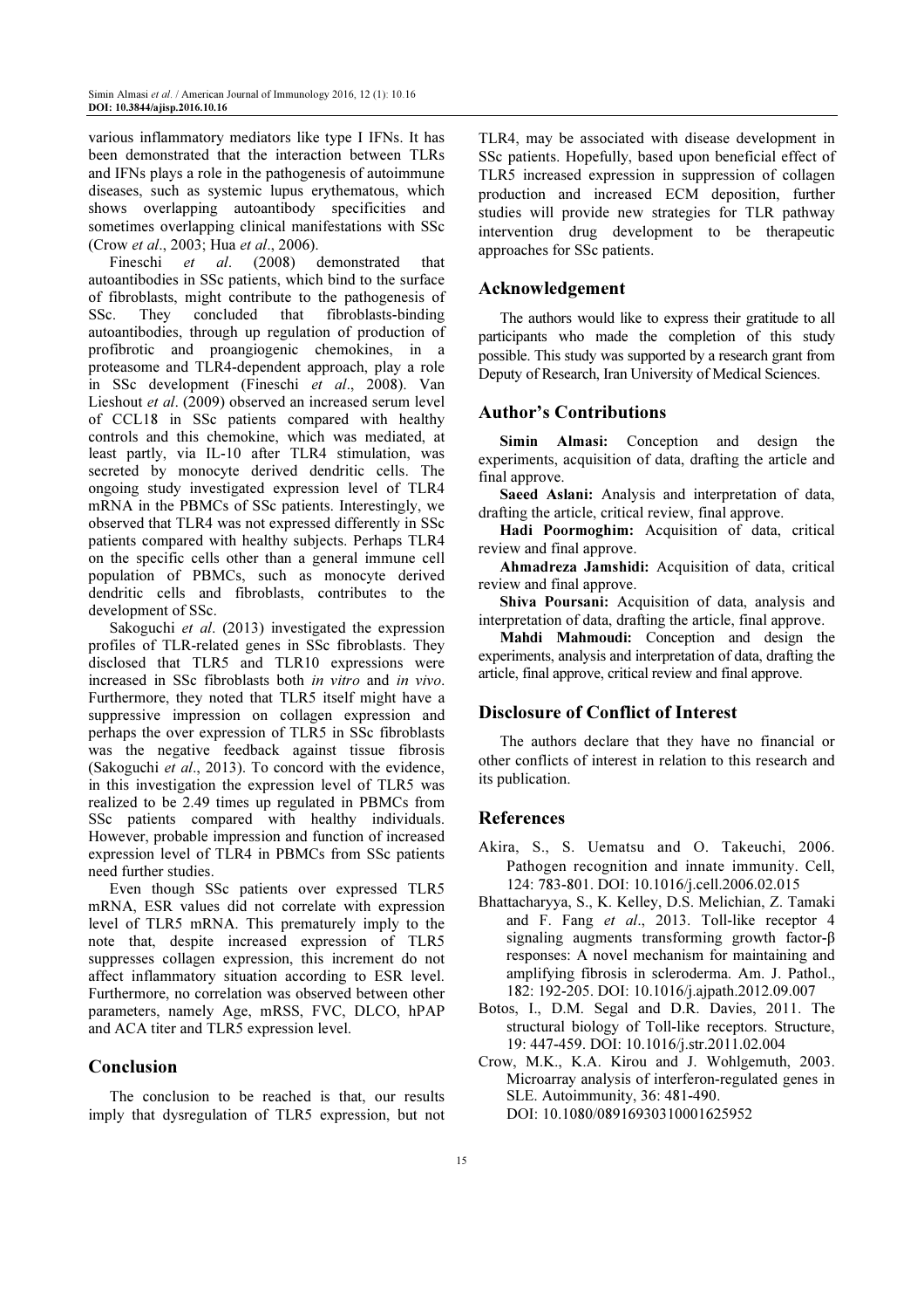various inflammatory mediators like type I IFNs. It has been demonstrated that the interaction between TLRs and IFNs plays a role in the pathogenesis of autoimmune diseases, such as systemic lupus erythematous, which shows overlapping autoantibody specificities and sometimes overlapping clinical manifestations with SSc (Crow *et al*., 2003; Hua *et al*., 2006).

Fineschi *et al*. (2008) demonstrated that autoantibodies in SSc patients, which bind to the surface of fibroblasts, might contribute to the pathogenesis of SSc. They concluded that fibroblasts-binding autoantibodies, through up regulation of production of profibrotic and proangiogenic chemokines, in a proteasome and TLR4-dependent approach, play a role in SSc development (Fineschi *et al*., 2008). Van Lieshout *et al*. (2009) observed an increased serum level of CCL18 in SSc patients compared with healthy controls and this chemokine, which was mediated, at least partly, via IL-10 after TLR4 stimulation, was secreted by monocyte derived dendritic cells. The ongoing study investigated expression level of TLR4 mRNA in the PBMCs of SSc patients. Interestingly, we observed that TLR4 was not expressed differently in SSc patients compared with healthy subjects. Perhaps TLR4 on the specific cells other than a general immune cell population of PBMCs, such as monocyte derived dendritic cells and fibroblasts, contributes to the development of SSc.

Sakoguchi *et al*. (2013) investigated the expression profiles of TLR-related genes in SSc fibroblasts. They disclosed that TLR5 and TLR10 expressions were increased in SSc fibroblasts both *in vitro* and *in vivo*. Furthermore, they noted that TLR5 itself might have a suppressive impression on collagen expression and perhaps the over expression of TLR5 in SSc fibroblasts was the negative feedback against tissue fibrosis (Sakoguchi *et al*., 2013). To concord with the evidence, in this investigation the expression level of TLR5 was realized to be 2.49 times up regulated in PBMCs from SSc patients compared with healthy individuals. However, probable impression and function of increased expression level of TLR4 in PBMCs from SSc patients need further studies.

Even though SSc patients over expressed TLR5 mRNA, ESR values did not correlate with expression level of TLR5 mRNA. This prematurely imply to the note that, despite increased expression of TLR5 suppresses collagen expression, this increment do not affect inflammatory situation according to ESR level. Furthermore, no correlation was observed between other parameters, namely Age, mRSS, FVC, DLCO, hPAP and ACA titer and TLR5 expression level.

## Conclusion

The conclusion to be reached is that, our results imply that dysregulation of TLR5 expression, but not TLR4, may be associated with disease development in SSc patients. Hopefully, based upon beneficial effect of TLR5 increased expression in suppression of collagen production and increased ECM deposition, further studies will provide new strategies for TLR pathway intervention drug development to be therapeutic approaches for SSc patients.

## Acknowledgement

The authors would like to express their gratitude to all participants who made the completion of this study possible. This study was supported by a research grant from Deputy of Research, Iran University of Medical Sciences.

## Author's Contributions

**Simin Almasi:** Conception and design the experiments, acquisition of data, drafting the article and final approve.

**Saeed Aslani:** Analysis and interpretation of data, drafting the article, critical review, final approve.

**Hadi Poormoghim:** Acquisition of data, critical review and final approve.

**Ahmadreza Jamshidi:** Acquisition of data, critical review and final approve.

**Shiva Poursani:** Acquisition of data, analysis and interpretation of data, drafting the article, final approve.

**Mahdi Mahmoudi:** Conception and design the experiments, analysis and interpretation of data, drafting the article, final approve, critical review and final approve.

## Disclosure of Conflict of Interest

The authors declare that they have no financial or other conflicts of interest in relation to this research and its publication.

## References

Akira, S., S. Uematsu and O. Takeuchi, 2006. Pathogen recognition and innate immunity. Cell, 124: 783-801. DOI: 10.1016/j.cell.2006.02.015

Bhattacharyya, S., K. Kelley, D.S. Melichian, Z. Tamaki and F. Fang *et al*., 2013. Toll-like receptor 4 signaling augments transforming growth factor-β responses: A novel mechanism for maintaining and amplifying fibrosis in scleroderma. Am. J. Pathol., 182: 192-205. DOI: 10.1016/j.ajpath.2012.09.007

Botos, I., D.M. Segal and D.R. Davies, 2011. The structural biology of Toll-like receptors. Structure, 19: 447-459. DOI: 10.1016/j.str.2011.02.004

Crow, M.K., K.A. Kirou and J. Wohlgemuth, 2003. Microarray analysis of interferon-regulated genes in SLE. Autoimmunity, 36: 481-490. DOI: 10.1080/08916930310001625952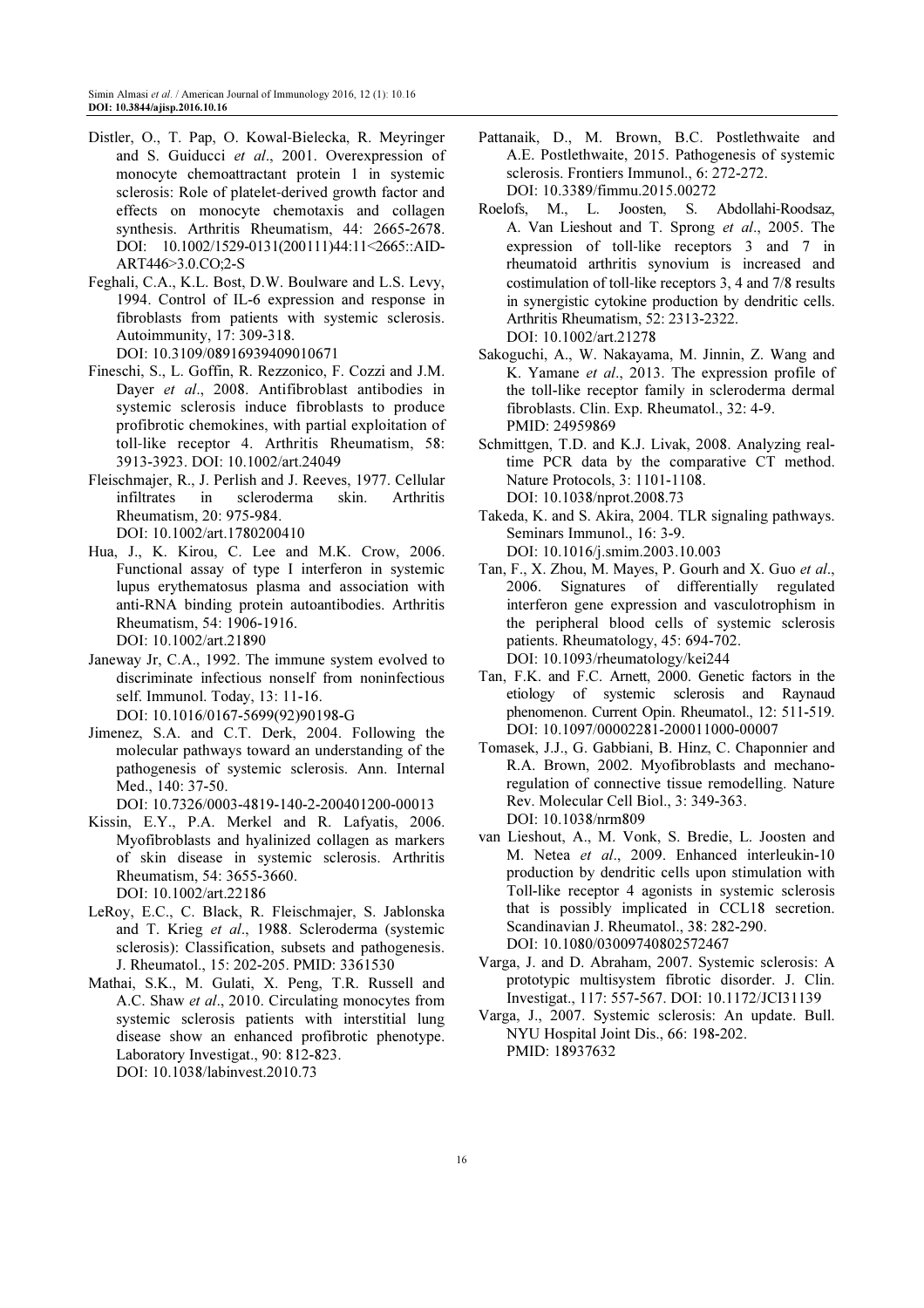Distler, O., T. Pap, O. Kowal-Bielecka, R. Meyringer and S. Guiducci *et al*., 2001. Overexpression of monocyte chemoattractant protein 1 in systemic sclerosis: Role of platelet-derived growth factor and effects on monocyte chemotaxis and collagen synthesis. Arthritis Rheumatism, 44: 2665-2678. DOI: 10.1002/1529-0131(200111)44:11<2665::AID-ART446>3.0.CO;2-S

Feghali, C.A., K.L. Bost, D.W. Boulware and L.S. Levy, 1994. Control of IL-6 expression and response in fibroblasts from patients with systemic sclerosis. Autoimmunity, 17: 309-318. DOI: 10.3109/08916939409010671

Fineschi, S., L. Goffin, R. Rezzonico, F. Cozzi and J.M. Dayer *et al*., 2008. Antifibroblast antibodies in systemic sclerosis induce fibroblasts to produce profibrotic chemokines, with partial exploitation of toll-like receptor 4. Arthritis Rheumatism, 58: 3913-3923. DOI: 10.1002/art.24049

Fleischmajer, R., J. Perlish and J. Reeves, 1977. Cellular infiltrates in scleroderma skin. Arthritis Rheumatism, 20: 975-984. DOI: 10.1002/art.1780200410

Hua, J., K. Kirou, C. Lee and M.K. Crow, 2006. Functional assay of type I interferon in systemic lupus erythematosus plasma and association with anti-RNA binding protein autoantibodies. Arthritis Rheumatism, 54: 1906-1916. DOI: 10.1002/art.21890

Janeway Jr, C.A., 1992. The immune system evolved to discriminate infectious nonself from noninfectious self. Immunol. Today, 13: 11-16. DOI: 10.1016/0167-5699(92)90198-G

Jimenez, S.A. and C.T. Derk, 2004. Following the molecular pathways toward an understanding of the pathogenesis of systemic sclerosis. Ann. Internal Med., 140: 37-50. DOI: 10.7326/0003-4819-140-2-200401200-00013

Kissin, E.Y., P.A. Merkel and R. Lafyatis, 2006. Myofibroblasts and hyalinized collagen as markers of skin disease in systemic sclerosis. Arthritis Rheumatism, 54: 3655-3660. DOI: 10.1002/art.22186

LeRoy, E.C., C. Black, R. Fleischmajer, S. Jablonska and T. Krieg *et al*., 1988. Scleroderma (systemic sclerosis): Classification, subsets and pathogenesis. J. Rheumatol., 15: 202-205. PMID: 3361530

Mathai, S.K., M. Gulati, X. Peng, T.R. Russell and A.C. Shaw *et al*., 2010. Circulating monocytes from systemic sclerosis patients with interstitial lung disease show an enhanced profibrotic phenotype. Laboratory Investigat., 90: 812-823. DOI: 10.1038/labinvest.2010.73

Pattanaik, D., M. Brown, B.C. Postlethwaite and A.E. Postlethwaite, 2015. Pathogenesis of systemic sclerosis. Frontiers Immunol., 6: 272-272. DOI: 10.3389/fimmu.2015.00272

Roelofs, M., L. Joosten, S. Abdollahi-Roodsaz, A. Van Lieshout and T. Sprong *et al*., 2005. The expression of toll-like receptors 3 and 7 in rheumatoid arthritis synovium is increased and costimulation of toll-like receptors 3, 4 and 7/8 results in synergistic cytokine production by dendritic cells. Arthritis Rheumatism, 52: 2313-2322. DOI: 10.1002/art.21278

Sakoguchi, A., W. Nakayama, M. Jinnin, Z. Wang and K. Yamane *et al*., 2013. The expression profile of the toll-like receptor family in scleroderma dermal fibroblasts. Clin. Exp. Rheumatol., 32: 4-9. PMID: 24959869

Schmittgen, T.D. and K.J. Livak, 2008. Analyzing real-time PCR data by the comparative CT method. Nature Protocols, 3: 1101-1108. DOI: 10.1038/nprot.2008.73

Takeda, K. and S. Akira, 2004. TLR signaling pathways. Seminars Immunol., 16: 3-9. DOI: 10.1016/j.smim.2003.10.003

Tan, F., X. Zhou, M. Mayes, P. Gourh and X. Guo *et al*., 2006. Signatures of differentially regulated interferon gene expression and vasculotrophism in the peripheral blood cells of systemic sclerosis patients. Rheumatology, 45: 694-702. DOI: 10.1093/rheumatology/kei244

Tan, F.K. and F.C. Arnett, 2000. Genetic factors in the etiology of systemic sclerosis and Raynaud phenomenon. Current Opin. Rheumatol., 12: 511-519. DOI: 10.1097/00002281-200011000-00007

Tomasek, J.J., G. Gabbiani, B. Hinz, C. Chaponnier and R.A. Brown, 2002. Myofibroblasts and mechano-regulation of connective tissue remodelling. Nature Rev. Molecular Cell Biol., 3: 349-363. DOI: 10.1038/nrm809

van Lieshout, A., M. Vonk, S. Bredie, L. Joosten and M. Netea *et al*., 2009. Enhanced interleukin-10 production by dendritic cells upon stimulation with Toll-like receptor 4 agonists in systemic sclerosis that is possibly implicated in CCL18 secretion. Scandinavian J. Rheumatol., 38: 282-290. DOI: 10.1080/03009740802572467

Varga, J. and D. Abraham, 2007. Systemic sclerosis: A prototypic multisystem fibrotic disorder. J. Clin. Investigat., 117: 557-567. DOI: 10.1172/JCI31139

Varga, J., 2007. Systemic sclerosis: An update. Bull. NYU Hospital Joint Dis., 66: 198-202. PMID: 18937632